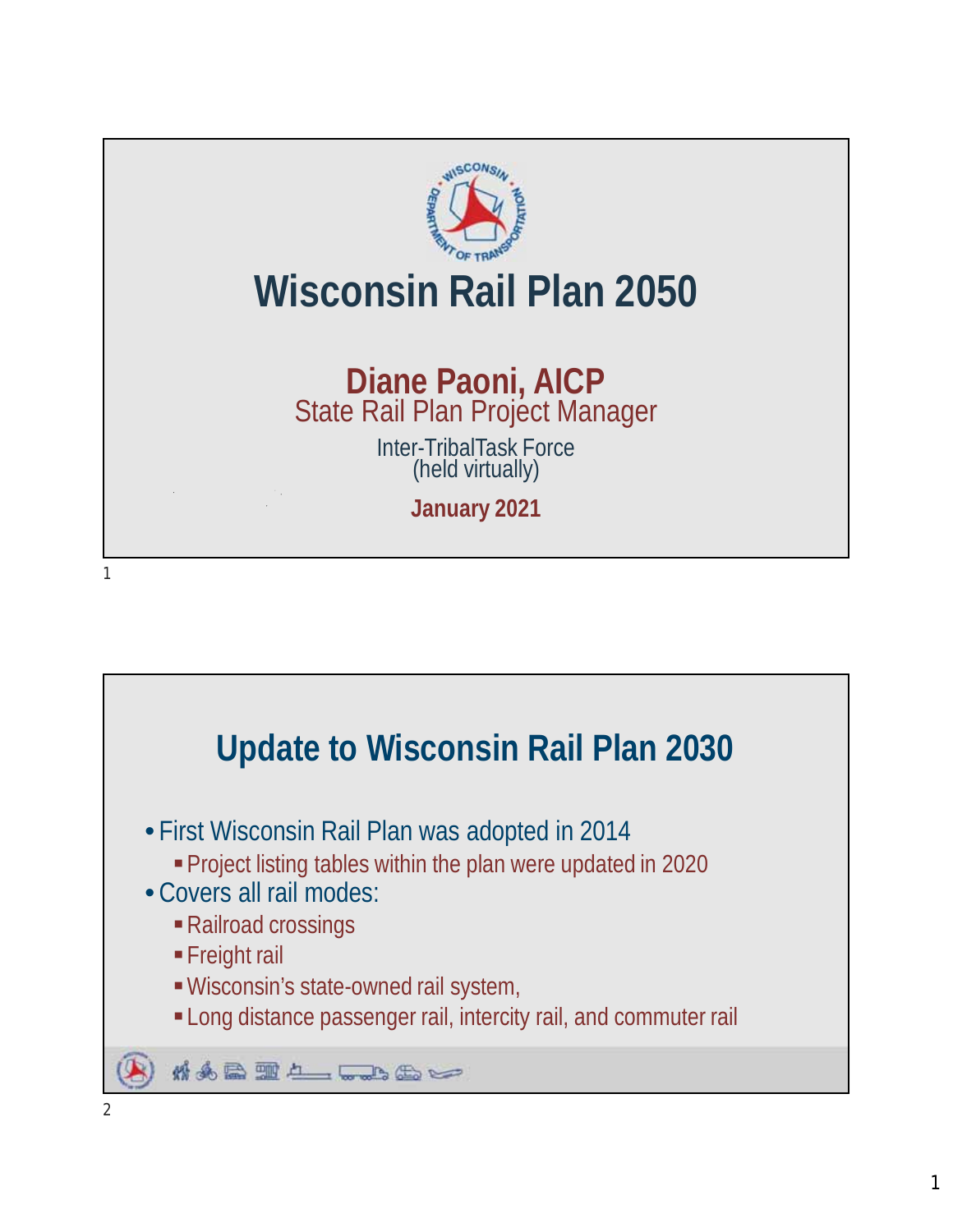# Wisconsin Rail Plan 2050

**Diane Paoni, AICP**
State Rail Plan Project Manager

Inter-TribalTask Force
(held virtually)

**January 2021**

## Update to Wisconsin Rail Plan 2030

- First Wisconsin Rail Plan was adopted in 2014
  - Project listing tables within the plan were updated in 2020
- Covers all rail modes:
  - Railroad crossings
  - Freight rail
  - Wisconsin's state-owned rail system,
  - Long distance passenger rail, intercity rail, and commuter rail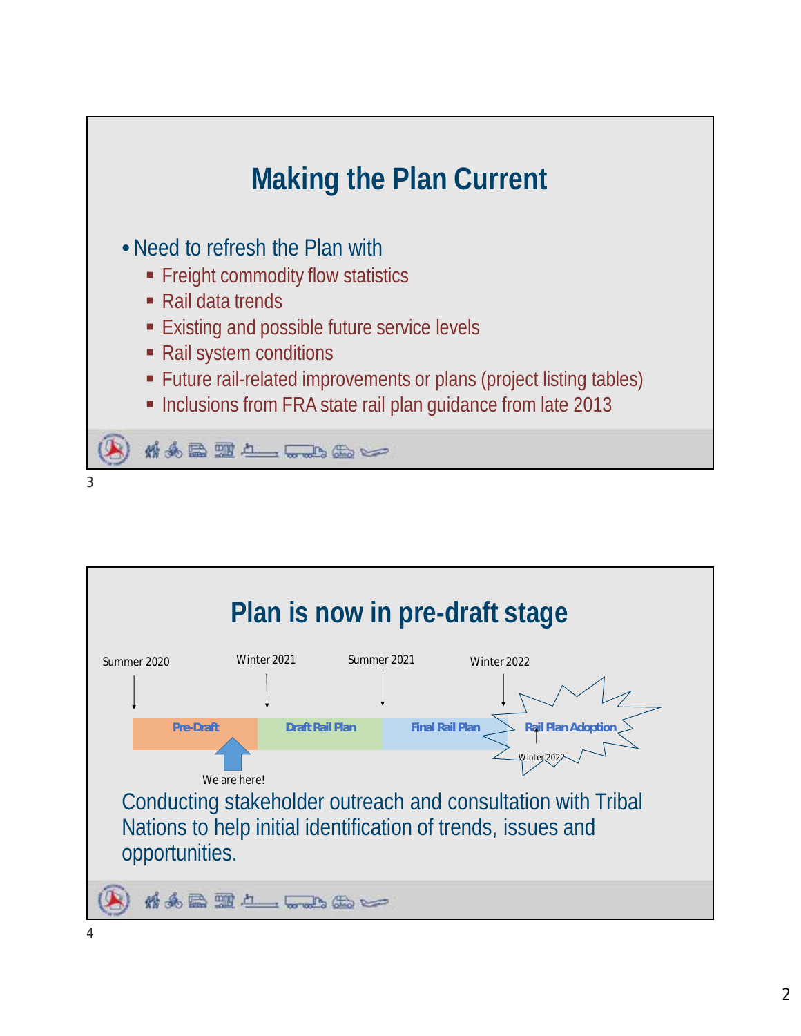## Making the Plan Current

- Need to refresh the Plan with
  - Freight commodity flow statistics
  - Rail data trends
  - Existing and possible future service levels
  - Rail system conditions
  - Future rail-related improvements or plans (project listing tables)
  - Inclusions from FRA state rail plan guidance from late 2013

## Plan is now in pre-draft stage

Summer 2020 | Winter 2021 | Summer 2021 | Winter 2022

Pre-Draft | Draft Rail Plan | Final Rail Plan | Rail Plan Adoption (Winter 2022)

We are here! (Pre-Draft)

Conducting stakeholder outreach and consultation with Tribal Nations to help initial identification of trends, issues and opportunities.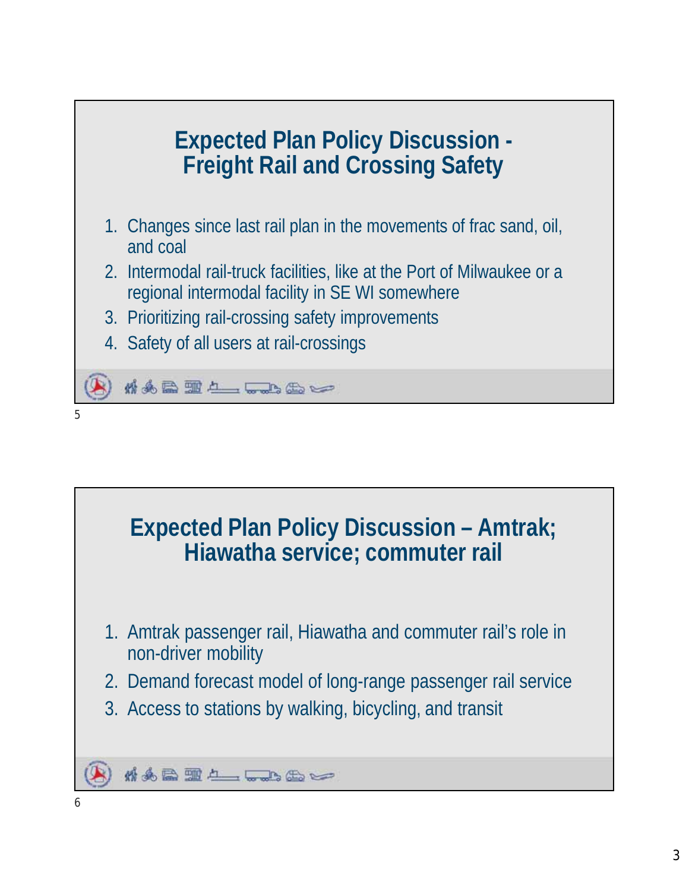## Expected Plan Policy Discussion - Freight Rail and Crossing Safety

1. Changes since last rail plan in the movements of frac sand, oil, and coal
2. Intermodal rail-truck facilities, like at the Port of Milwaukee or a regional intermodal facility in SE WI somewhere
3. Prioritizing rail-crossing safety improvements
4. Safety of all users at rail-crossings

## Expected Plan Policy Discussion – Amtrak; Hiawatha service; commuter rail

1. Amtrak passenger rail, Hiawatha and commuter rail's role in non-driver mobility
2. Demand forecast model of long-range passenger rail service
3. Access to stations by walking, bicycling, and transit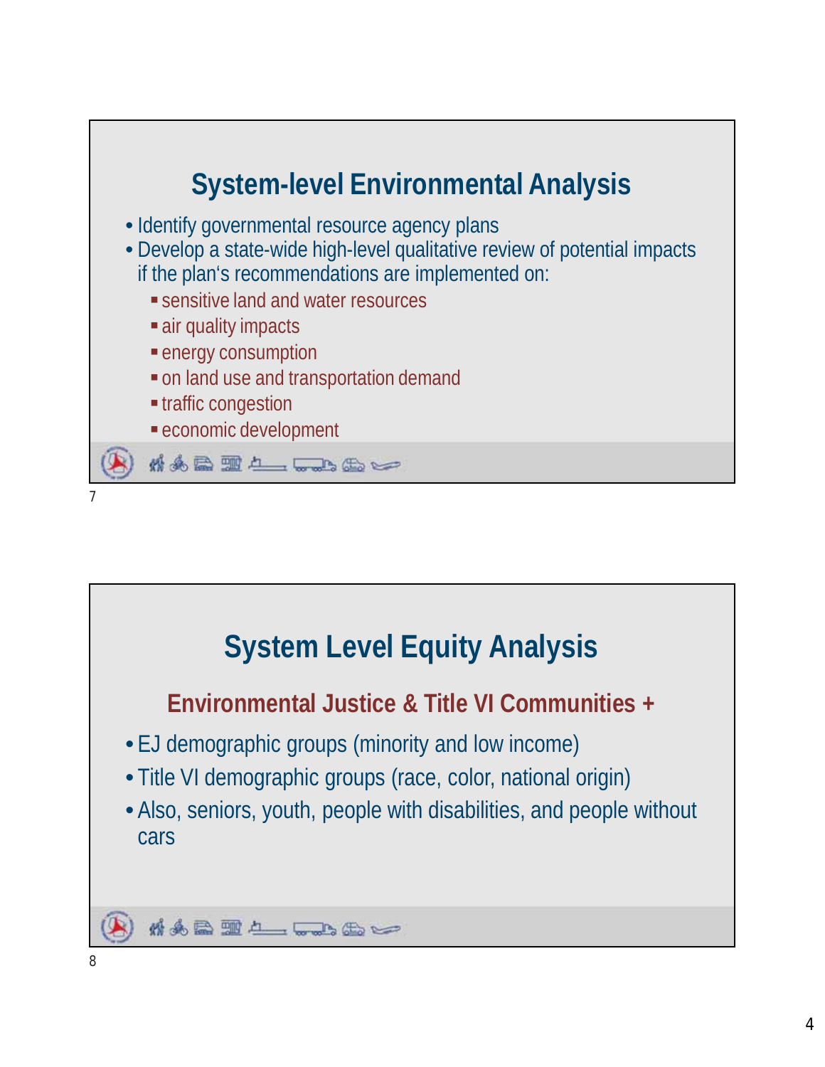## System-level Environmental Analysis

- Identify governmental resource agency plans
- Develop a state-wide high-level qualitative review of potential impacts if the plan's recommendations are implemented on:
  - sensitive land and water resources
  - air quality impacts
  - energy consumption
  - on land use and transportation demand
  - traffic congestion
  - economic development

## System Level Equity Analysis

### Environmental Justice & Title VI Communities +

- EJ demographic groups (minority and low income)
- Title VI demographic groups (race, color, national origin)
- Also, seniors, youth, people with disabilities, and people without cars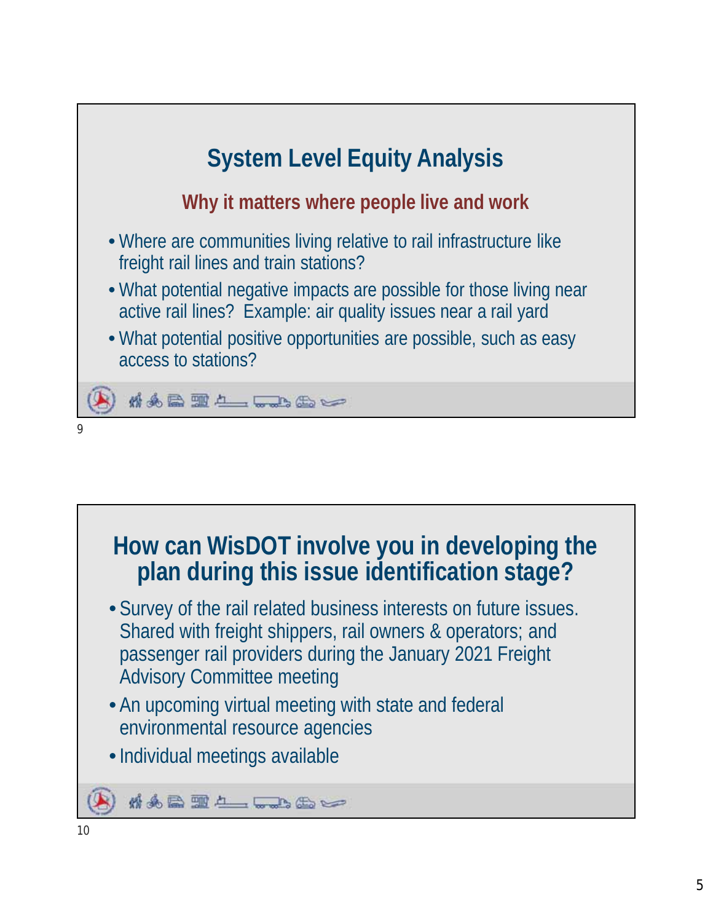## System Level Equity Analysis

### Why it matters where people live and work

- Where are communities living relative to rail infrastructure like freight rail lines and train stations?
- What potential negative impacts are possible for those living near active rail lines? Example: air quality issues near a rail yard
- What potential positive opportunities are possible, such as easy access to stations?

## How can WisDOT involve you in developing the plan during this issue identification stage?

- Survey of the rail related business interests on future issues. Shared with freight shippers, rail owners & operators; and passenger rail providers during the January 2021 Freight Advisory Committee meeting
- An upcoming virtual meeting with state and federal environmental resource agencies
- Individual meetings available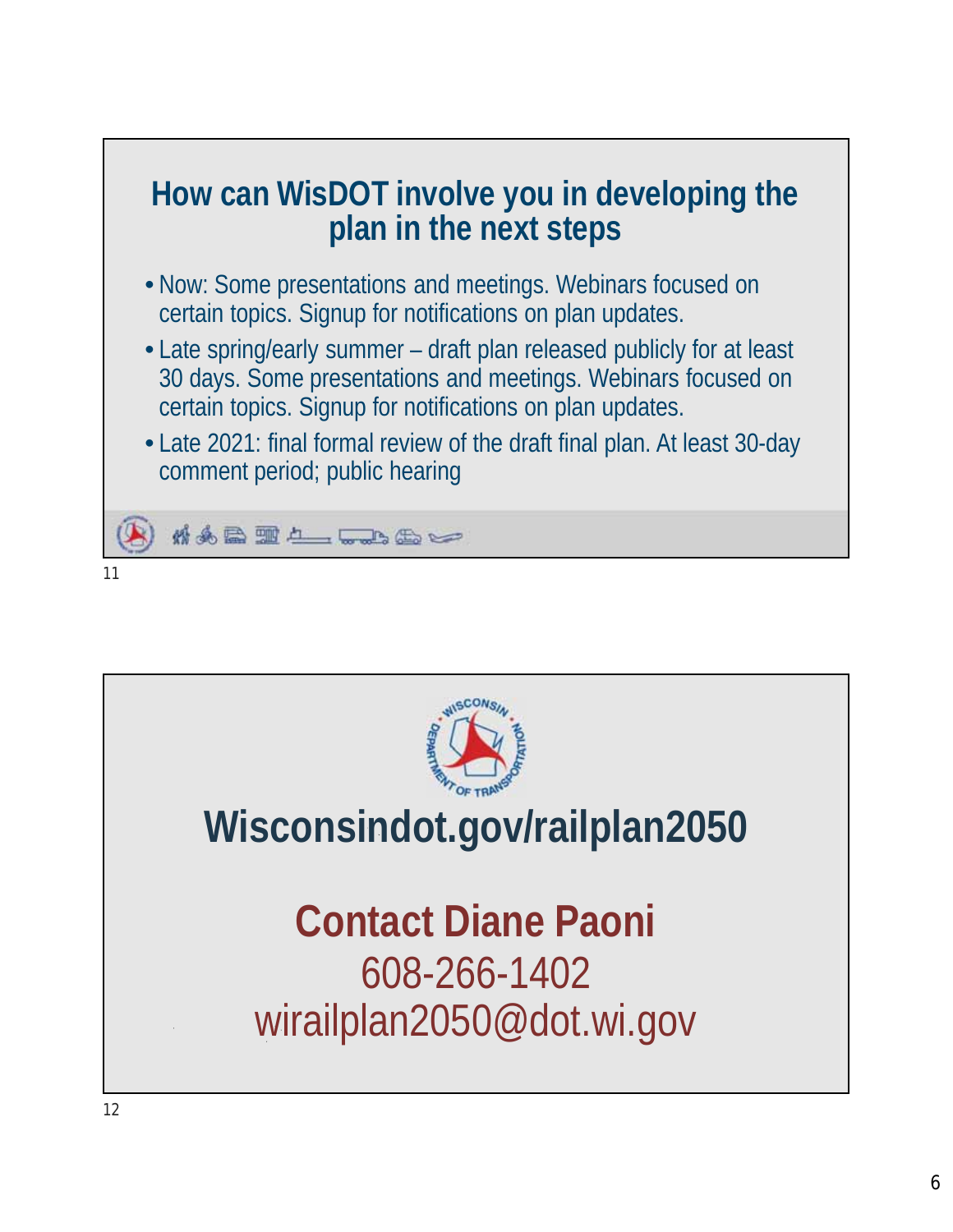## How can WisDOT involve you in developing the plan in the next steps

- Now: Some presentations and meetings. Webinars focused on certain topics. Signup for notifications on plan updates.
- Late spring/early summer – draft plan released publicly for at least 30 days. Some presentations and meetings. Webinars focused on certain topics. Signup for notifications on plan updates.
- Late 2021: final formal review of the draft final plan. At least 30-day comment period; public hearing

## Wisconsindot.gov/railplan2050

**Contact Diane Paoni**

608-266-1402

wirailplan2050@dot.wi.gov